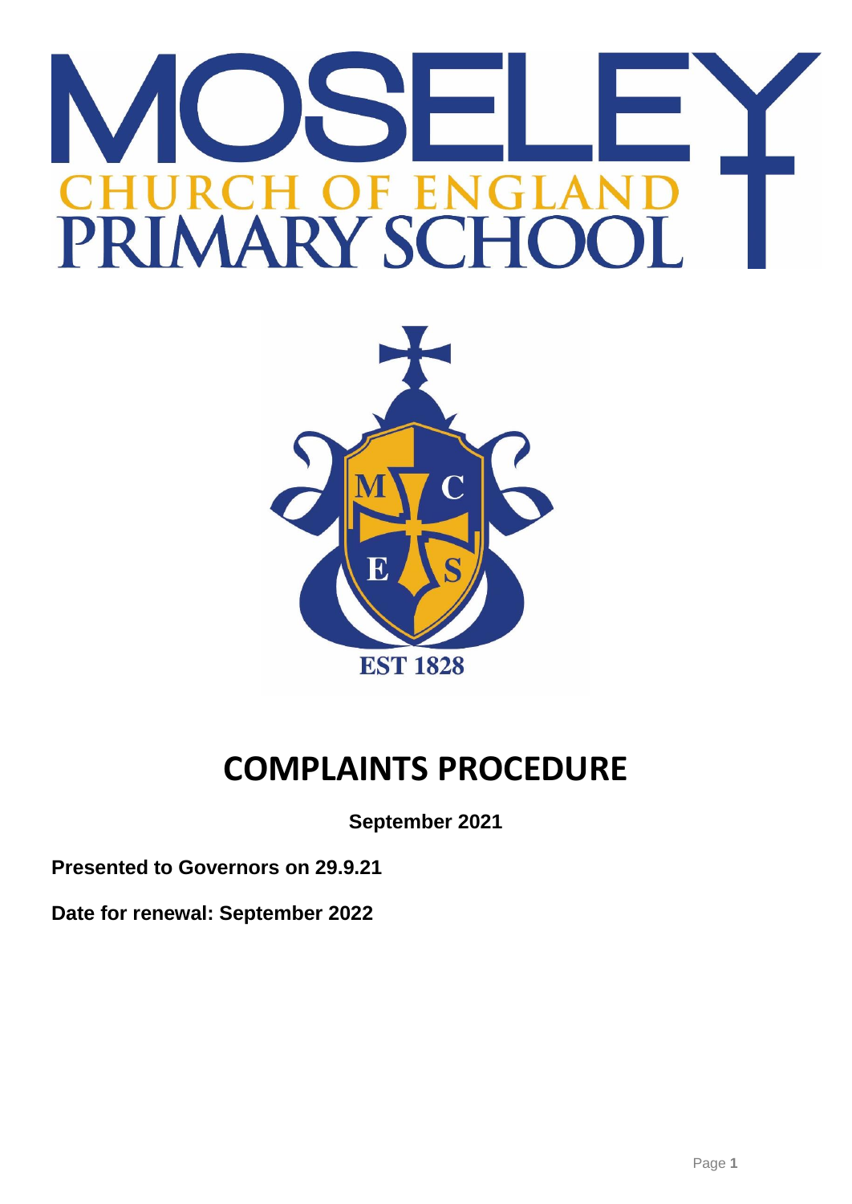# MOSELEY CHURCH OF ENGLAND PRIMARY SCHOOL

EST 1828

# COMPLAINTS PROCEDURE

**September 2021**

**Presented to Governors on 29.9.21**

**Date for renewal: September 2022**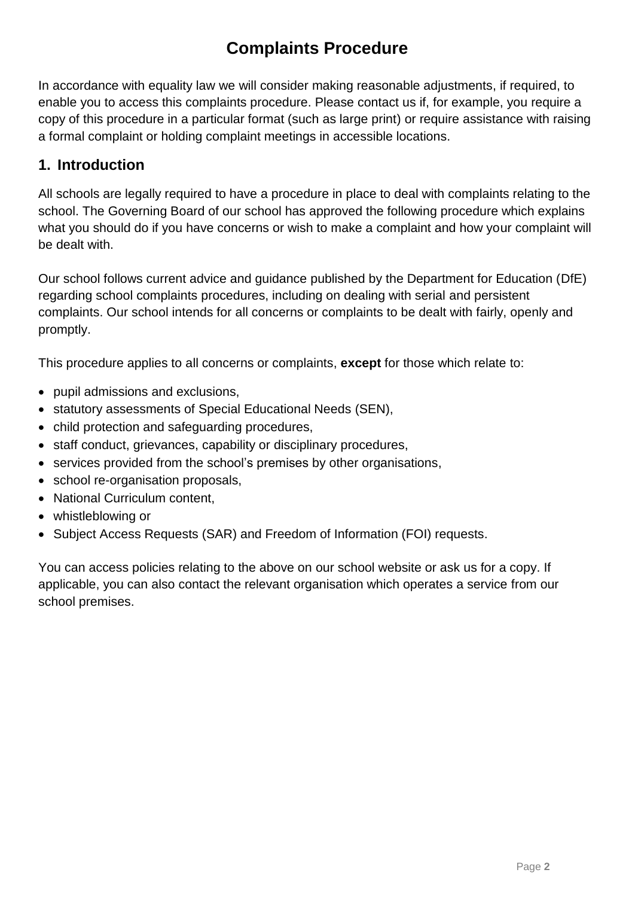# Complaints Procedure

In accordance with equality law we will consider making reasonable adjustments, if required, to enable you to access this complaints procedure. Please contact us if, for example, you require a copy of this procedure in a particular format (such as large print) or require assistance with raising a formal complaint or holding complaint meetings in accessible locations.

## 1. Introduction

All schools are legally required to have a procedure in place to deal with complaints relating to the school. The Governing Board of our school has approved the following procedure which explains what you should do if you have concerns or wish to make a complaint and how your complaint will be dealt with.

Our school follows current advice and guidance published by the Department for Education (DfE) regarding school complaints procedures, including on dealing with serial and persistent complaints. Our school intends for all concerns or complaints to be dealt with fairly, openly and promptly.

This procedure applies to all concerns or complaints, **except** for those which relate to:

- pupil admissions and exclusions,
- statutory assessments of Special Educational Needs (SEN),
- child protection and safeguarding procedures,
- staff conduct, grievances, capability or disciplinary procedures,
- services provided from the school's premises by other organisations,
- school re-organisation proposals,
- National Curriculum content,
- whistleblowing or
- Subject Access Requests (SAR) and Freedom of Information (FOI) requests.

You can access policies relating to the above on our school website or ask us for a copy. If applicable, you can also contact the relevant organisation which operates a service from our school premises.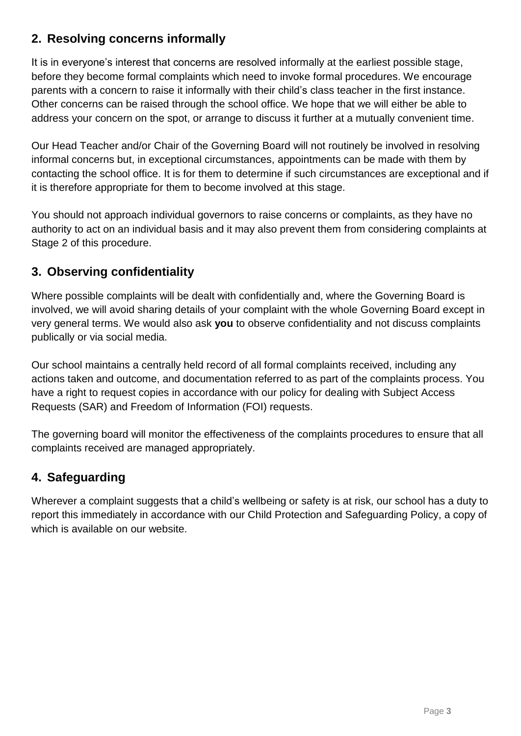## 2. Resolving concerns informally

It is in everyone's interest that concerns are resolved informally at the earliest possible stage, before they become formal complaints which need to invoke formal procedures. We encourage parents with a concern to raise it informally with their child's class teacher in the first instance. Other concerns can be raised through the school office. We hope that we will either be able to address your concern on the spot, or arrange to discuss it further at a mutually convenient time.

Our Head Teacher and/or Chair of the Governing Board will not routinely be involved in resolving informal concerns but, in exceptional circumstances, appointments can be made with them by contacting the school office. It is for them to determine if such circumstances are exceptional and if it is therefore appropriate for them to become involved at this stage.

You should not approach individual governors to raise concerns or complaints, as they have no authority to act on an individual basis and it may also prevent them from considering complaints at Stage 2 of this procedure.

## 3. Observing confidentiality

Where possible complaints will be dealt with confidentially and, where the Governing Board is involved, we will avoid sharing details of your complaint with the whole Governing Board except in very general terms. We would also ask **you** to observe confidentiality and not discuss complaints publically or via social media.

Our school maintains a centrally held record of all formal complaints received, including any actions taken and outcome, and documentation referred to as part of the complaints process. You have a right to request copies in accordance with our policy for dealing with Subject Access Requests (SAR) and Freedom of Information (FOI) requests.

The governing board will monitor the effectiveness of the complaints procedures to ensure that all complaints received are managed appropriately.

## 4. Safeguarding

Wherever a complaint suggests that a child's wellbeing or safety is at risk, our school has a duty to report this immediately in accordance with our Child Protection and Safeguarding Policy, a copy of which is available on our website.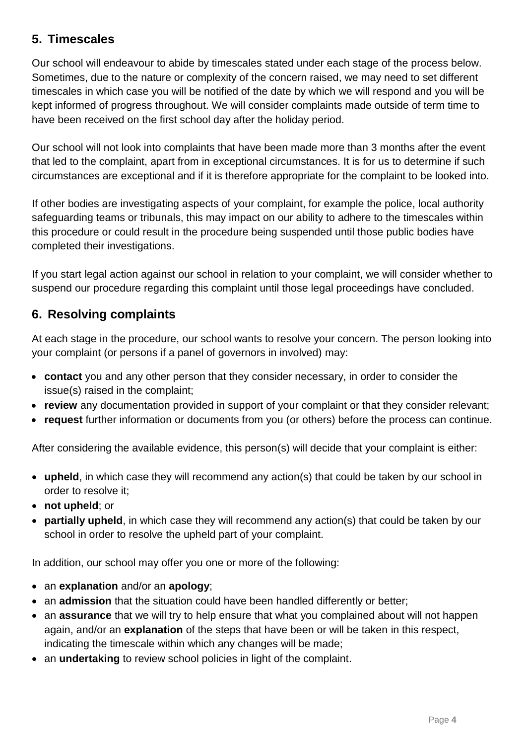## 5. Timescales

Our school will endeavour to abide by timescales stated under each stage of the process below. Sometimes, due to the nature or complexity of the concern raised, we may need to set different timescales in which case you will be notified of the date by which we will respond and you will be kept informed of progress throughout. We will consider complaints made outside of term time to have been received on the first school day after the holiday period.

Our school will not look into complaints that have been made more than 3 months after the event that led to the complaint, apart from in exceptional circumstances. It is for us to determine if such circumstances are exceptional and if it is therefore appropriate for the complaint to be looked into.

If other bodies are investigating aspects of your complaint, for example the police, local authority safeguarding teams or tribunals, this may impact on our ability to adhere to the timescales within this procedure or could result in the procedure being suspended until those public bodies have completed their investigations.

If you start legal action against our school in relation to your complaint, we will consider whether to suspend our procedure regarding this complaint until those legal proceedings have concluded.

## 6. Resolving complaints

At each stage in the procedure, our school wants to resolve your concern. The person looking into your complaint (or persons if a panel of governors in involved) may:

- **contact** you and any other person that they consider necessary, in order to consider the issue(s) raised in the complaint;
- **review** any documentation provided in support of your complaint or that they consider relevant;
- **request** further information or documents from you (or others) before the process can continue.

After considering the available evidence, this person(s) will decide that your complaint is either:

- **upheld**, in which case they will recommend any action(s) that could be taken by our school in order to resolve it;
- **not upheld**; or
- **partially upheld**, in which case they will recommend any action(s) that could be taken by our school in order to resolve the upheld part of your complaint.

In addition, our school may offer you one or more of the following:

- an **explanation** and/or an **apology**;
- an **admission** that the situation could have been handled differently or better;
- an **assurance** that we will try to help ensure that what you complained about will not happen again, and/or an **explanation** of the steps that have been or will be taken in this respect, indicating the timescale within which any changes will be made;
- an **undertaking** to review school policies in light of the complaint.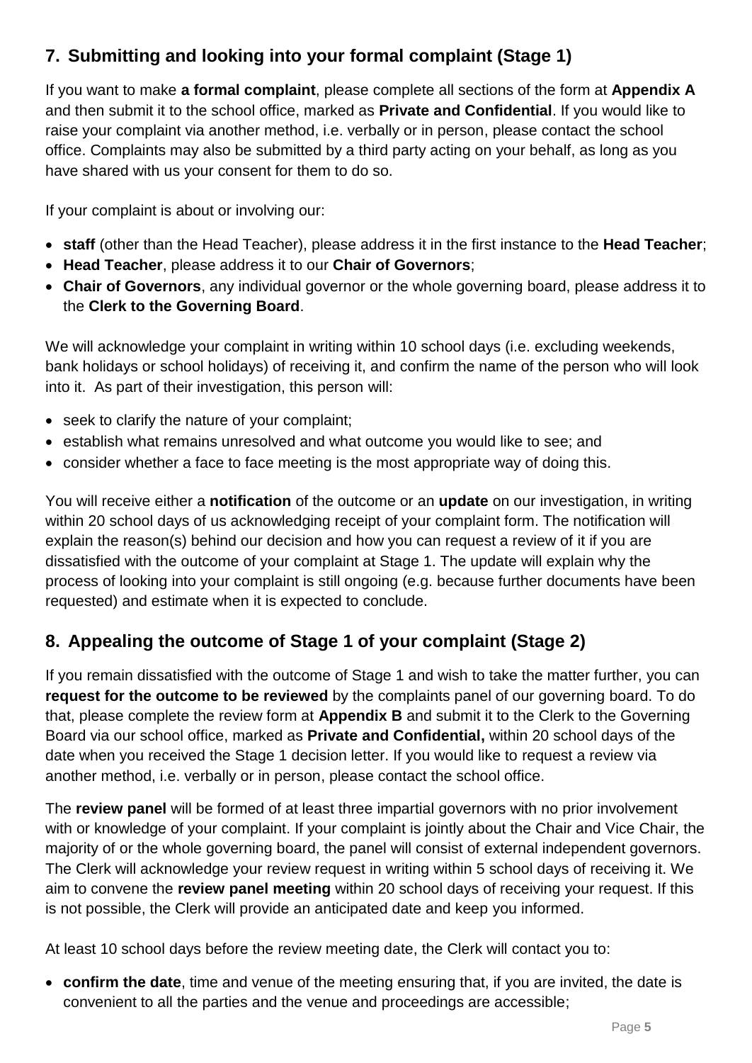## 7. Submitting and looking into your formal complaint (Stage 1)

If you want to make **a formal complaint**, please complete all sections of the form at **Appendix A** and then submit it to the school office, marked as **Private and Confidential**. If you would like to raise your complaint via another method, i.e. verbally or in person, please contact the school office. Complaints may also be submitted by a third party acting on your behalf, as long as you have shared with us your consent for them to do so.

If your complaint is about or involving our:

- **staff** (other than the Head Teacher), please address it in the first instance to the **Head Teacher**;
- **Head Teacher**, please address it to our **Chair of Governors**;
- **Chair of Governors**, any individual governor or the whole governing board, please address it to the **Clerk to the Governing Board**.

We will acknowledge your complaint in writing within 10 school days (i.e. excluding weekends, bank holidays or school holidays) of receiving it, and confirm the name of the person who will look into it. As part of their investigation, this person will:

- seek to clarify the nature of your complaint;
- establish what remains unresolved and what outcome you would like to see; and
- consider whether a face to face meeting is the most appropriate way of doing this.

You will receive either a **notification** of the outcome or an **update** on our investigation, in writing within 20 school days of us acknowledging receipt of your complaint form. The notification will explain the reason(s) behind our decision and how you can request a review of it if you are dissatisfied with the outcome of your complaint at Stage 1. The update will explain why the process of looking into your complaint is still ongoing (e.g. because further documents have been requested) and estimate when it is expected to conclude.

## 8. Appealing the outcome of Stage 1 of your complaint (Stage 2)

If you remain dissatisfied with the outcome of Stage 1 and wish to take the matter further, you can **request for the outcome to be reviewed** by the complaints panel of our governing board. To do that, please complete the review form at **Appendix B** and submit it to the Clerk to the Governing Board via our school office, marked as **Private and Confidential,** within 20 school days of the date when you received the Stage 1 decision letter. If you would like to request a review via another method, i.e. verbally or in person, please contact the school office.

The **review panel** will be formed of at least three impartial governors with no prior involvement with or knowledge of your complaint. If your complaint is jointly about the Chair and Vice Chair, the majority of or the whole governing board, the panel will consist of external independent governors. The Clerk will acknowledge your review request in writing within 5 school days of receiving it. We aim to convene the **review panel meeting** within 20 school days of receiving your request. If this is not possible, the Clerk will provide an anticipated date and keep you informed.

At least 10 school days before the review meeting date, the Clerk will contact you to:

- **confirm the date**, time and venue of the meeting ensuring that, if you are invited, the date is convenient to all the parties and the venue and proceedings are accessible;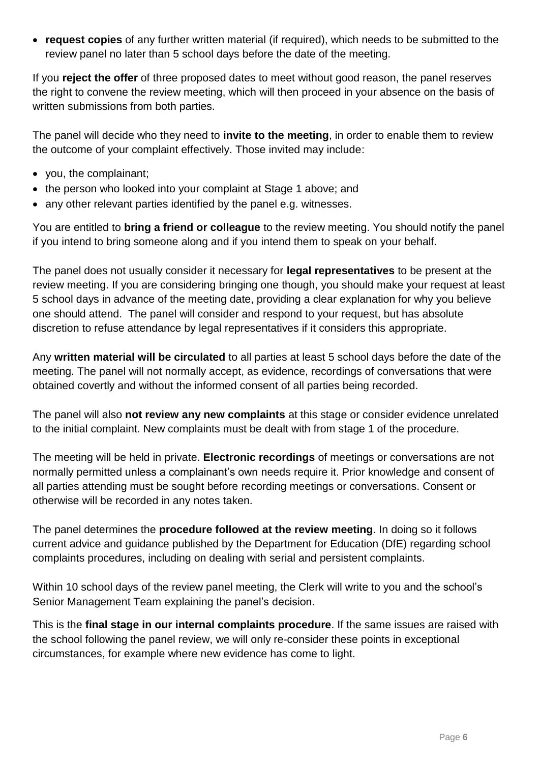- **request copies** of any further written material (if required), which needs to be submitted to the review panel no later than 5 school days before the date of the meeting.

If you **reject the offer** of three proposed dates to meet without good reason, the panel reserves the right to convene the review meeting, which will then proceed in your absence on the basis of written submissions from both parties.

The panel will decide who they need to **invite to the meeting**, in order to enable them to review the outcome of your complaint effectively. Those invited may include:

- you, the complainant;
- the person who looked into your complaint at Stage 1 above; and
- any other relevant parties identified by the panel e.g. witnesses.

You are entitled to **bring a friend or colleague** to the review meeting. You should notify the panel if you intend to bring someone along and if you intend them to speak on your behalf.

The panel does not usually consider it necessary for **legal representatives** to be present at the review meeting. If you are considering bringing one though, you should make your request at least 5 school days in advance of the meeting date, providing a clear explanation for why you believe one should attend. The panel will consider and respond to your request, but has absolute discretion to refuse attendance by legal representatives if it considers this appropriate.

Any **written material will be circulated** to all parties at least 5 school days before the date of the meeting. The panel will not normally accept, as evidence, recordings of conversations that were obtained covertly and without the informed consent of all parties being recorded.

The panel will also **not review any new complaints** at this stage or consider evidence unrelated to the initial complaint. New complaints must be dealt with from stage 1 of the procedure.

The meeting will be held in private. **Electronic recordings** of meetings or conversations are not normally permitted unless a complainant's own needs require it. Prior knowledge and consent of all parties attending must be sought before recording meetings or conversations. Consent or otherwise will be recorded in any notes taken.

The panel determines the **procedure followed at the review meeting**. In doing so it follows current advice and guidance published by the Department for Education (DfE) regarding school complaints procedures, including on dealing with serial and persistent complaints.

Within 10 school days of the review panel meeting, the Clerk will write to you and the school's Senior Management Team explaining the panel's decision.

This is the **final stage in our internal complaints procedure**. If the same issues are raised with the school following the panel review, we will only re-consider these points in exceptional circumstances, for example where new evidence has come to light.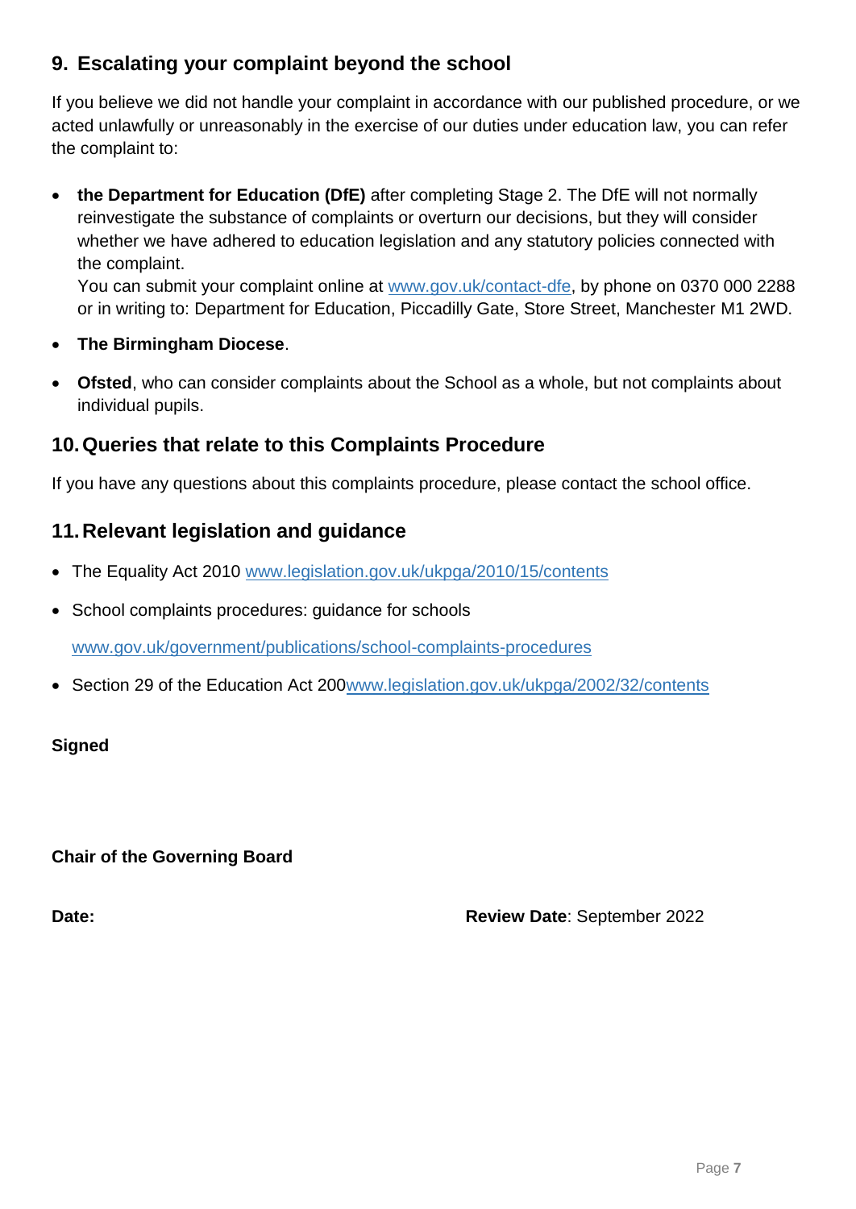## 9. Escalating your complaint beyond the school

If you believe we did not handle your complaint in accordance with our published procedure, or we acted unlawfully or unreasonably in the exercise of our duties under education law, you can refer the complaint to:

- **the Department for Education (DfE)** after completing Stage 2. The DfE will not normally reinvestigate the substance of complaints or overturn our decisions, but they will consider whether we have adhered to education legislation and any statutory policies connected with the complaint.
  You can submit your complaint online at www.gov.uk/contact-dfe, by phone on 0370 000 2288 or in writing to: Department for Education, Piccadilly Gate, Store Street, Manchester M1 2WD.
- **The Birmingham Diocese**.
- **Ofsted**, who can consider complaints about the School as a whole, but not complaints about individual pupils.

## 10. Queries that relate to this Complaints Procedure

If you have any questions about this complaints procedure, please contact the school office.

## 11. Relevant legislation and guidance

- The Equality Act 2010 www.legislation.gov.uk/ukpga/2010/15/contents
- School complaints procedures: guidance for schools
  www.gov.uk/government/publications/school-complaints-procedures
- Section 29 of the Education Act 200www.legislation.gov.uk/ukpga/2002/32/contents

**Signed**

**Chair of the Governing Board**

**Date:**

**Review Date**: September 2022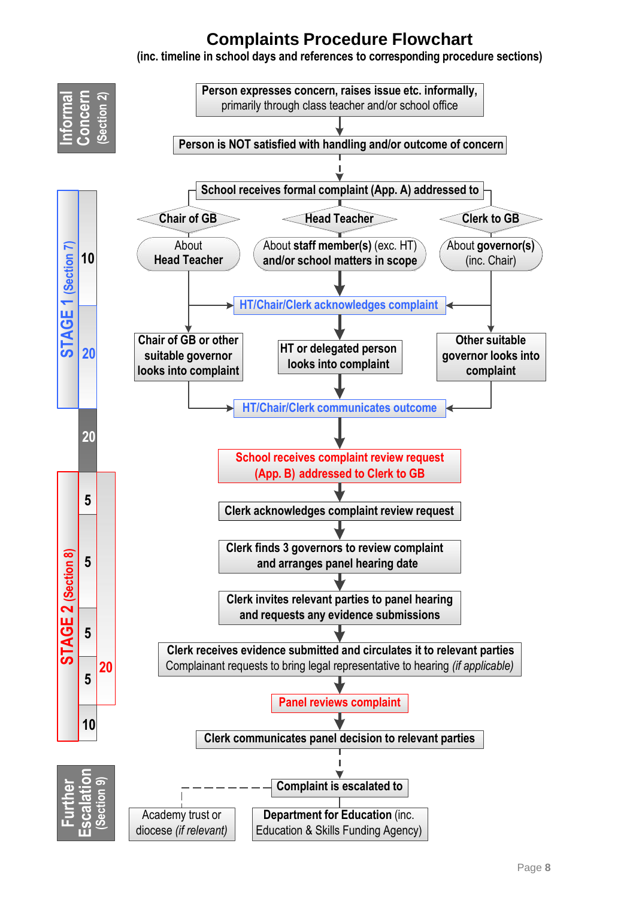# Complaints Procedure Flowchart

**(inc. timeline in school days and references to corresponding procedure sections)**

## Informal Concern (Section 2)

- Person expresses concern, raises issue etc. informally, primarily through class teacher and/or school office
- Person is NOT satisfied with handling and/or outcome of concern

## STAGE 1 (Section 7)

- School receives formal complaint (App. A) addressed to:
  - **Chair of GB** – About Head Teacher
  - **Head Teacher** – About staff member(s) (exc. HT) and/or school matters in scope
  - **Clerk to GB** – About governor(s) (inc. Chair)
- HT/Chair/Clerk acknowledges complaint — **10**
- Looks into complaint:
  - Chair of GB or other suitable governor looks into complaint
  - HT or delegated person looks into complaint
  - Other suitable governor looks into complaint
- HT/Chair/Clerk communicates outcome — **20**

**20**

## STAGE 2 (Section 8)

- School receives complaint review request (App. B) addressed to Clerk to GB
- Clerk acknowledges complaint review request — **5**
- Clerk finds 3 governors to review complaint and arranges panel hearing date — **5**
- Clerk invites relevant parties to panel hearing and requests any evidence submissions — **5**
- Clerk receives evidence submitted and circulates it to relevant parties. Complainant requests to bring legal representative to hearing *(if applicable)* — **5**
- (Total: **20**)
- Panel reviews complaint
- Clerk communicates panel decision to relevant parties — **10**

## Further Escalation (Section 9)

- Complaint is escalated to:
  - Academy trust or diocese *(if relevant)*
  - **Department for Education** (inc. Education & Skills Funding Agency)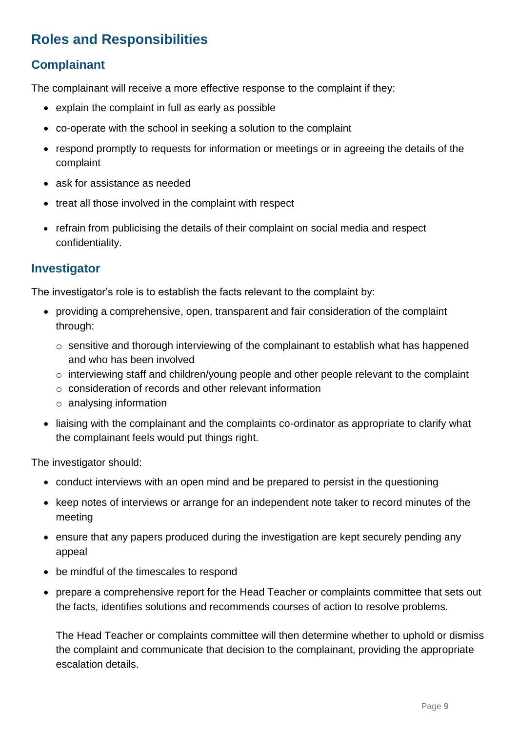## Roles and Responsibilities

### Complainant

The complainant will receive a more effective response to the complaint if they:

- explain the complaint in full as early as possible
- co-operate with the school in seeking a solution to the complaint
- respond promptly to requests for information or meetings or in agreeing the details of the complaint
- ask for assistance as needed
- treat all those involved in the complaint with respect
- refrain from publicising the details of their complaint on social media and respect confidentiality.

### Investigator

The investigator's role is to establish the facts relevant to the complaint by:

- providing a comprehensive, open, transparent and fair consideration of the complaint through:
  - sensitive and thorough interviewing of the complainant to establish what has happened and who has been involved
  - interviewing staff and children/young people and other people relevant to the complaint
  - consideration of records and other relevant information
  - analysing information
- liaising with the complainant and the complaints co-ordinator as appropriate to clarify what the complainant feels would put things right.

The investigator should:

- conduct interviews with an open mind and be prepared to persist in the questioning
- keep notes of interviews or arrange for an independent note taker to record minutes of the meeting
- ensure that any papers produced during the investigation are kept securely pending any appeal
- be mindful of the timescales to respond
- prepare a comprehensive report for the Head Teacher or complaints committee that sets out the facts, identifies solutions and recommends courses of action to resolve problems.

  The Head Teacher or complaints committee will then determine whether to uphold or dismiss the complaint and communicate that decision to the complainant, providing the appropriate escalation details.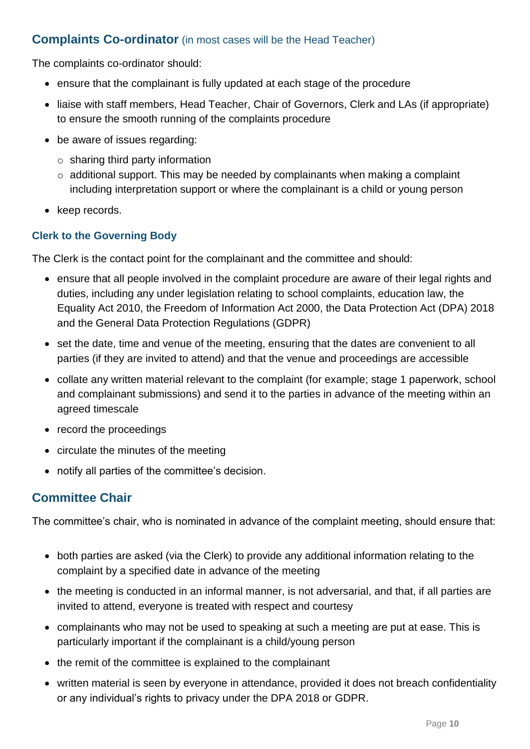## Complaints Co-ordinator (in most cases will be the Head Teacher)

The complaints co-ordinator should:

- ensure that the complainant is fully updated at each stage of the procedure
- liaise with staff members, Head Teacher, Chair of Governors, Clerk and LAs (if appropriate) to ensure the smooth running of the complaints procedure
- be aware of issues regarding:
  - sharing third party information
  - additional support. This may be needed by complainants when making a complaint including interpretation support or where the complainant is a child or young person
- keep records.

### Clerk to the Governing Body

The Clerk is the contact point for the complainant and the committee and should:

- ensure that all people involved in the complaint procedure are aware of their legal rights and duties, including any under legislation relating to school complaints, education law, the Equality Act 2010, the Freedom of Information Act 2000, the Data Protection Act (DPA) 2018 and the General Data Protection Regulations (GDPR)
- set the date, time and venue of the meeting, ensuring that the dates are convenient to all parties (if they are invited to attend) and that the venue and proceedings are accessible
- collate any written material relevant to the complaint (for example; stage 1 paperwork, school and complainant submissions) and send it to the parties in advance of the meeting within an agreed timescale
- record the proceedings
- circulate the minutes of the meeting
- notify all parties of the committee's decision.

## Committee Chair

The committee's chair, who is nominated in advance of the complaint meeting, should ensure that:

- both parties are asked (via the Clerk) to provide any additional information relating to the complaint by a specified date in advance of the meeting
- the meeting is conducted in an informal manner, is not adversarial, and that, if all parties are invited to attend, everyone is treated with respect and courtesy
- complainants who may not be used to speaking at such a meeting are put at ease. This is particularly important if the complainant is a child/young person
- the remit of the committee is explained to the complainant
- written material is seen by everyone in attendance, provided it does not breach confidentiality or any individual's rights to privacy under the DPA 2018 or GDPR.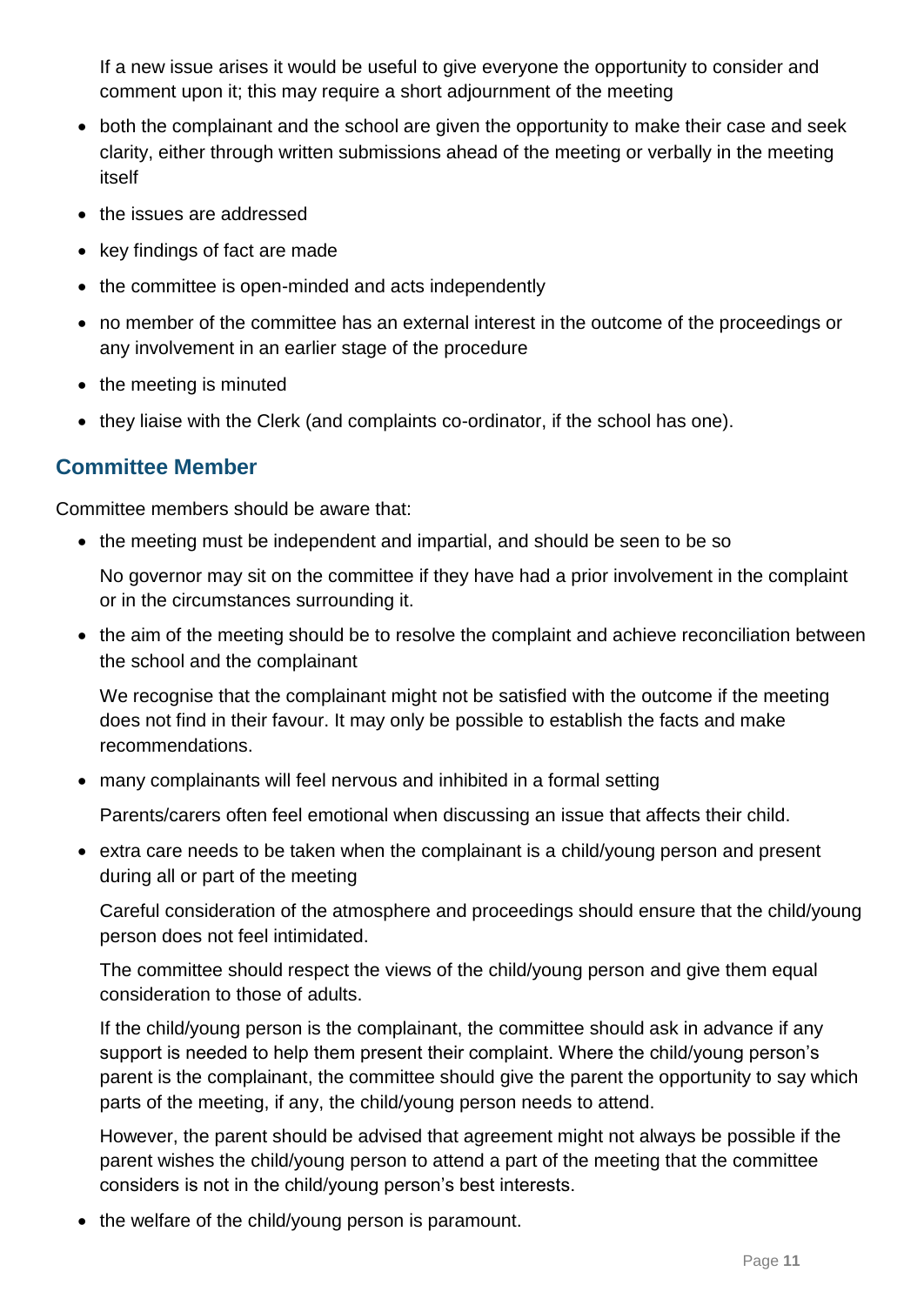If a new issue arises it would be useful to give everyone the opportunity to consider and comment upon it; this may require a short adjournment of the meeting

- both the complainant and the school are given the opportunity to make their case and seek clarity, either through written submissions ahead of the meeting or verbally in the meeting itself
- the issues are addressed
- key findings of fact are made
- the committee is open-minded and acts independently
- no member of the committee has an external interest in the outcome of the proceedings or any involvement in an earlier stage of the procedure
- the meeting is minuted
- they liaise with the Clerk (and complaints co-ordinator, if the school has one).

## Committee Member

Committee members should be aware that:

- the meeting must be independent and impartial, and should be seen to be so

  No governor may sit on the committee if they have had a prior involvement in the complaint or in the circumstances surrounding it.

- the aim of the meeting should be to resolve the complaint and achieve reconciliation between the school and the complainant

  We recognise that the complainant might not be satisfied with the outcome if the meeting does not find in their favour. It may only be possible to establish the facts and make recommendations.

- many complainants will feel nervous and inhibited in a formal setting

  Parents/carers often feel emotional when discussing an issue that affects their child.

- extra care needs to be taken when the complainant is a child/young person and present during all or part of the meeting

  Careful consideration of the atmosphere and proceedings should ensure that the child/young person does not feel intimidated.

  The committee should respect the views of the child/young person and give them equal consideration to those of adults.

  If the child/young person is the complainant, the committee should ask in advance if any support is needed to help them present their complaint. Where the child/young person's parent is the complainant, the committee should give the parent the opportunity to say which parts of the meeting, if any, the child/young person needs to attend.

  However, the parent should be advised that agreement might not always be possible if the parent wishes the child/young person to attend a part of the meeting that the committee considers is not in the child/young person's best interests.

- the welfare of the child/young person is paramount.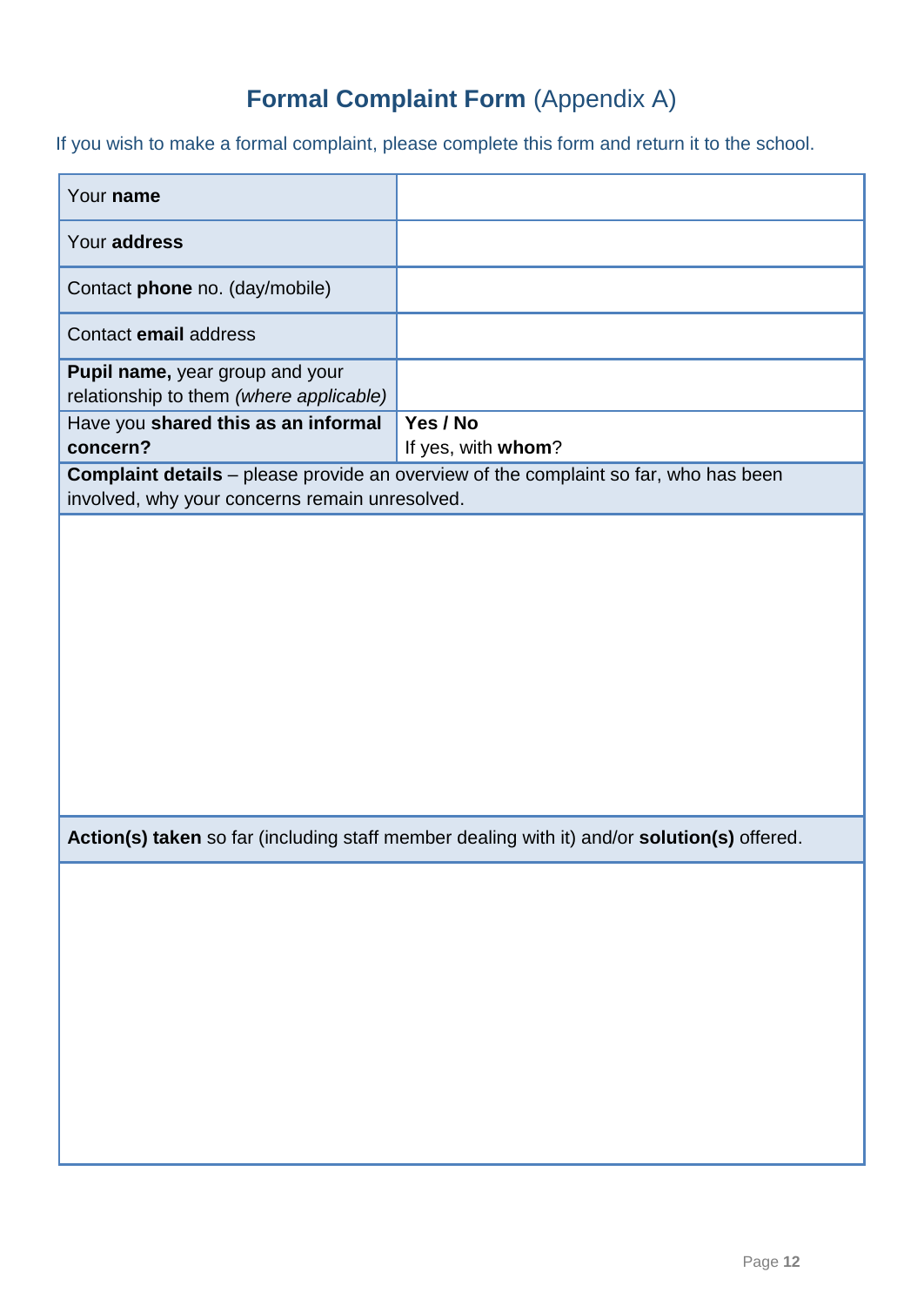# **Formal Complaint Form** (Appendix A)

If you wish to make a formal complaint, please complete this form and return it to the school.

| | |
|---|---|
| Your **name** | |
| Your **address** | |
| Contact **phone** no. (day/mobile) | |
| Contact **email** address | |
| **Pupil name,** year group and your relationship to them *(where applicable)* | |
| Have you **shared this as an informal concern?** | **Yes / No**<br>If yes, with **whom**? |
| **Complaint details** – please provide an overview of the complaint so far, who has been involved, why your concerns remain unresolved. | |
| | |
| **Action(s) taken** so far (including staff member dealing with it) and/or **solution(s)** offered. | |
| | |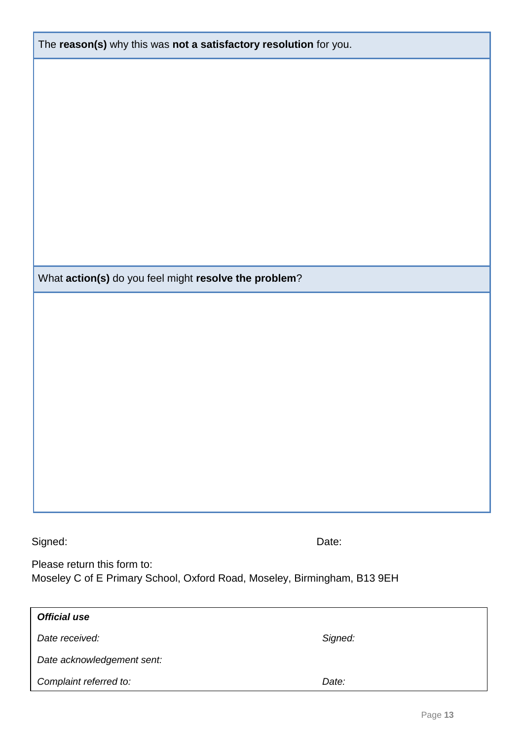| The **reason(s)** why this was **not a satisfactory resolution** for you. |
| --- |
| |

| What **action(s)** do you feel might **resolve the problem**? |
| --- |
| |

Signed: Date:

Please return this form to:
Moseley C of E Primary School, Oxford Road, Moseley, Birmingham, B13 9EH

| ***Official use*** | |
| --- | --- |
| *Date received:* | *Signed:* |
| *Date acknowledgement sent:* | |
| *Complaint referred to:* | *Date:* |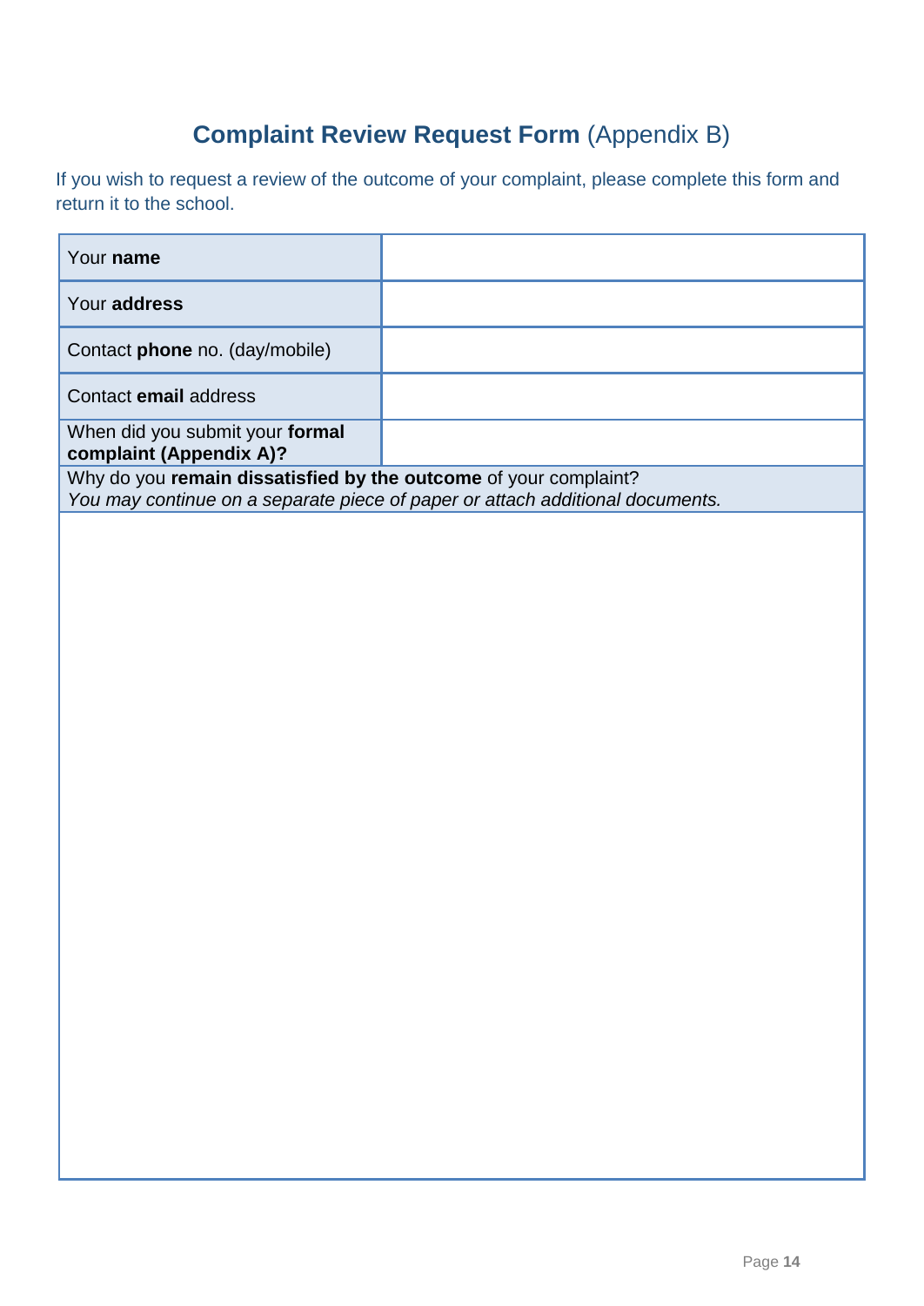# **Complaint Review Request Form** (Appendix B)

If you wish to request a review of the outcome of your complaint, please complete this form and return it to the school.

| | |
|---|---|
| Your **name** | |
| Your **address** | |
| Contact **phone** no. (day/mobile) | |
| Contact **email** address | |
| When did you submit your **formal complaint (Appendix A)?** | |
| Why do you **remain dissatisfied by the outcome** of your complaint? *You may continue on a separate piece of paper or attach additional documents.* | |
| | |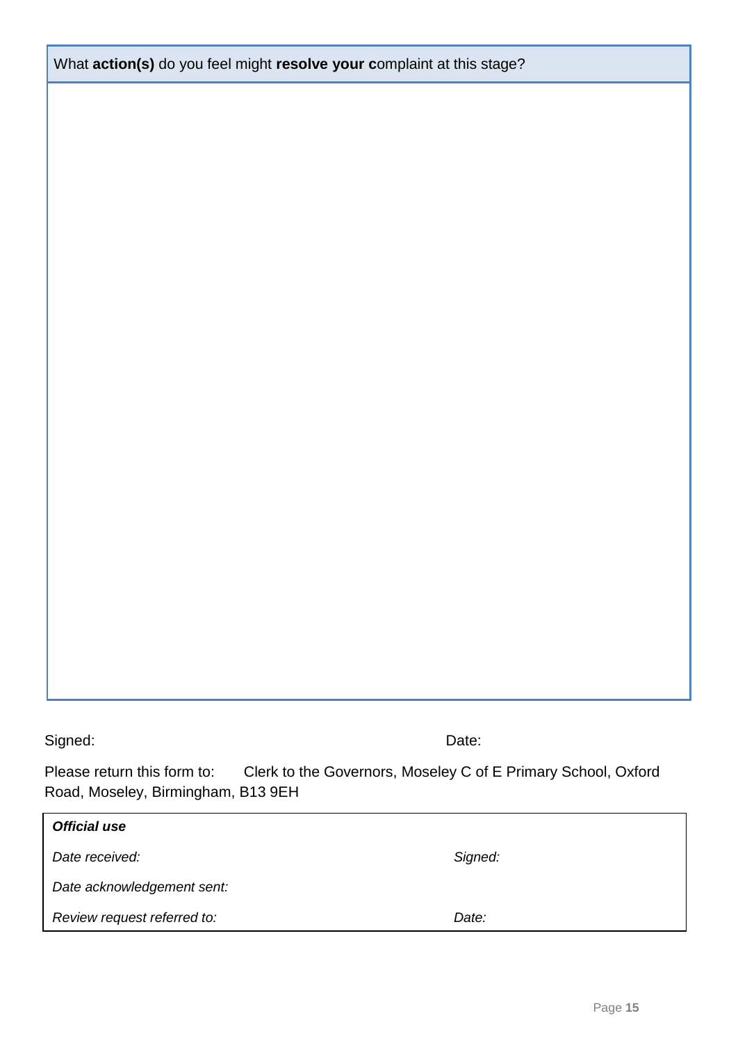| What **action(s)** do you feel might **resolve your c**omplaint at this stage? |
| --- |
| |

Signed: Date:

Please return this form to: Clerk to the Governors, Moseley C of E Primary School, Oxford Road, Moseley, Birmingham, B13 9EH

| ***Official use*** | |
| --- | --- |
| *Date received:* | *Signed:* |
| *Date acknowledgement sent:* | |
| *Review request referred to:* | *Date:* |